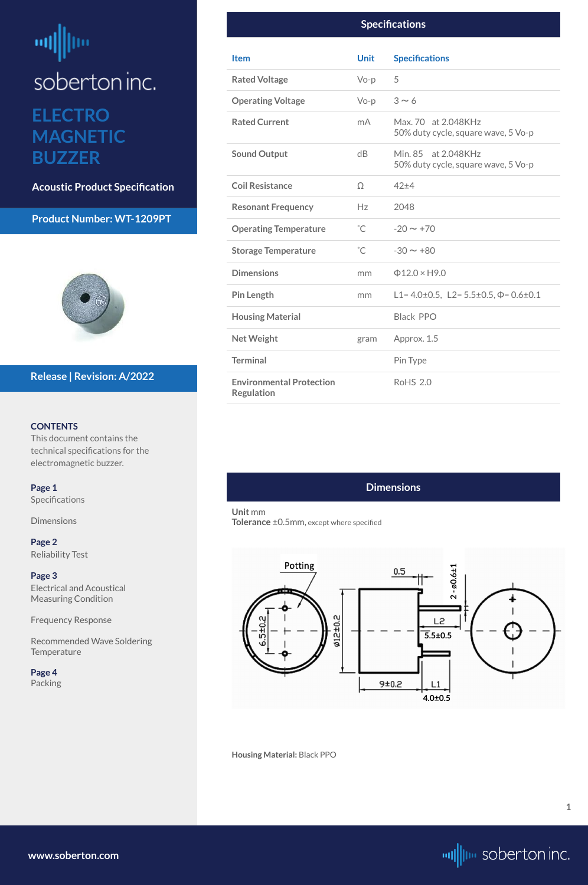soberton inc.

# ELECTRO MAGNETIC BUZZER

**Acoustic Product Specification**

**Product Number: WT-1209PT**

**Release | Revision: A/2022**

**CONTENTS**
This document contains the technical specifications for the electromagnetic buzzer.

**Page 1**
Specifications

Dimensions

**Page 2**
Reliability Test

**Page 3**
Electrical and Acoustical Measuring Condition

Frequency Response

Recommended Wave Soldering Temperature

**Page 4**
Packing

## Specifications

| Item | Unit | Specifications |
|---|---|---|
| Rated Voltage | Vo-p | 5 |
| Operating Voltage | Vo-p | 3 ~ 6 |
| Rated Current | mA | Max. 70 at 2.048KHz<br>50% duty cycle, square wave, 5 Vo-p |
| Sound Output | dB | Min. 85 at 2.048KHz<br>50% duty cycle, square wave, 5 Vo-p |
| Coil Resistance | Ω | 42±4 |
| Resonant Frequency | Hz | 2048 |
| Operating Temperature | ˚C | -20 ~ +70 |
| Storage Temperature | ˚C | -30 ~ +80 |
| Dimensions | mm | Φ12.0 × H9.0 |
| Pin Length | mm | L1= 4.0±0.5, L2= 5.5±0.5, Φ= 0.6±0.1 |
| Housing Material | | Black PPO |
| Net Weight | gram | Approx. 1.5 |
| Terminal | | Pin Type |
| Environmental Protection Regulation | | RoHS 2.0 |

## Dimensions

**Unit** mm
**Tolerance** ±0.5mm, except where specified

Potting
0.5
2 - ø0.6±1
6.5±0.2
ø12±0.2
L2
5.5±0.5
9±0.2
L1
4.0±0.5

**Housing Material:** Black PPO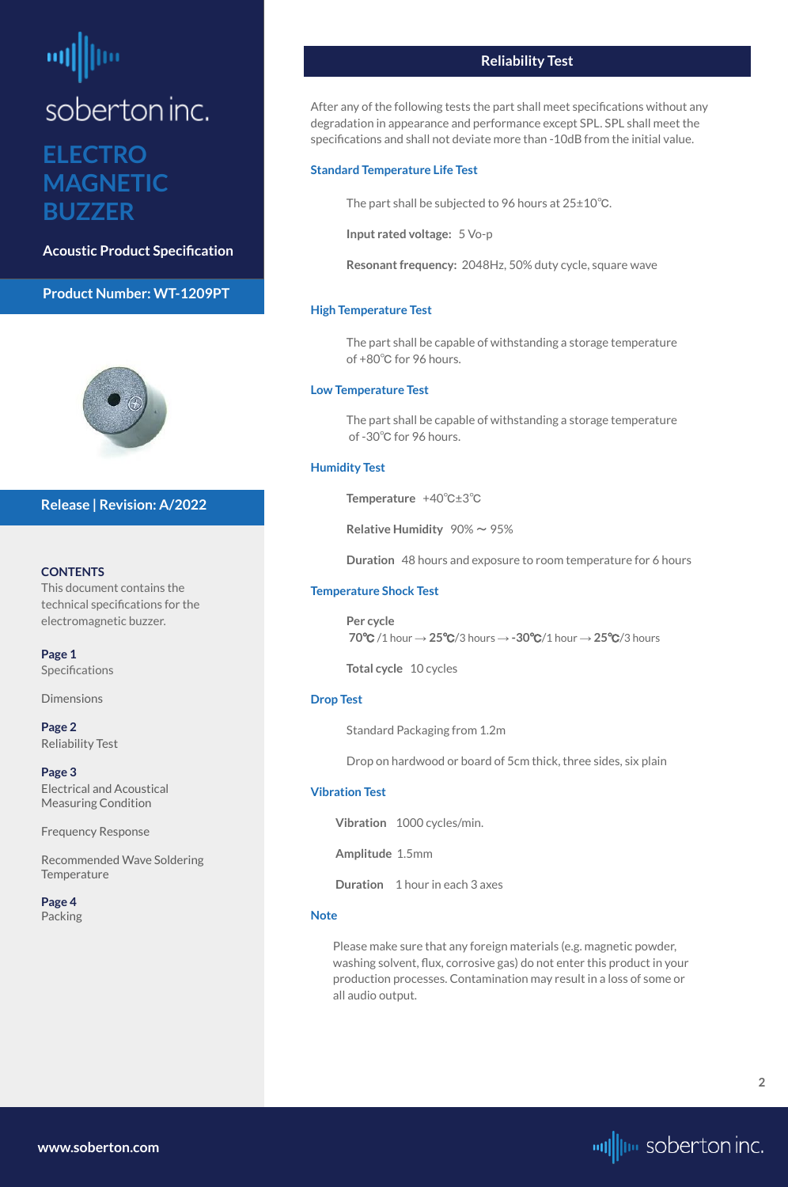soberton inc.

# ELECTRO MAGNETIC BUZZER

**Acoustic Product Specification**

**Product Number: WT-1209PT**

**Release | Revision: A/2022**

**CONTENTS**

This document contains the technical specifications for the electromagnetic buzzer.

**Page 1**
Specifications

Dimensions

**Page 2**
Reliability Test

**Page 3**
Electrical and Acoustical Measuring Condition

Frequency Response

Recommended Wave Soldering Temperature

**Page 4**
Packing

## Reliability Test

After any of the following tests the part shall meet specifications without any degradation in appearance and performance except SPL. SPL shall meet the specifications and shall not deviate more than -10dB from the initial value.

### Standard Temperature Life Test

The part shall be subjected to 96 hours at 25±10℃.

**Input rated voltage:** 5 Vo-p

**Resonant frequency:** 2048Hz, 50% duty cycle, square wave

### High Temperature Test

The part shall be capable of withstanding a storage temperature of +80℃ for 96 hours.

### Low Temperature Test

The part shall be capable of withstanding a storage temperature of -30℃ for 96 hours.

### Humidity Test

**Temperature** +40℃±3℃

**Relative Humidity** 90% ~ 95%

**Duration** 48 hours and exposure to room temperature for 6 hours

### Temperature Shock Test

**Per cycle**
**70℃** /1 hour → **25℃**/3 hours → **-30℃**/1 hour → **25℃**/3 hours

**Total cycle** 10 cycles

### Drop Test

Standard Packaging from 1.2m

Drop on hardwood or board of 5cm thick, three sides, six plain

### Vibration Test

**Vibration** 1000 cycles/min.

**Amplitude** 1.5mm

**Duration** 1 hour in each 3 axes

### Note

Please make sure that any foreign materials (e.g. magnetic powder, washing solvent, flux, corrosive gas) do not enter this product in your production processes. Contamination may result in a loss of some or all audio output.

www.soberton.com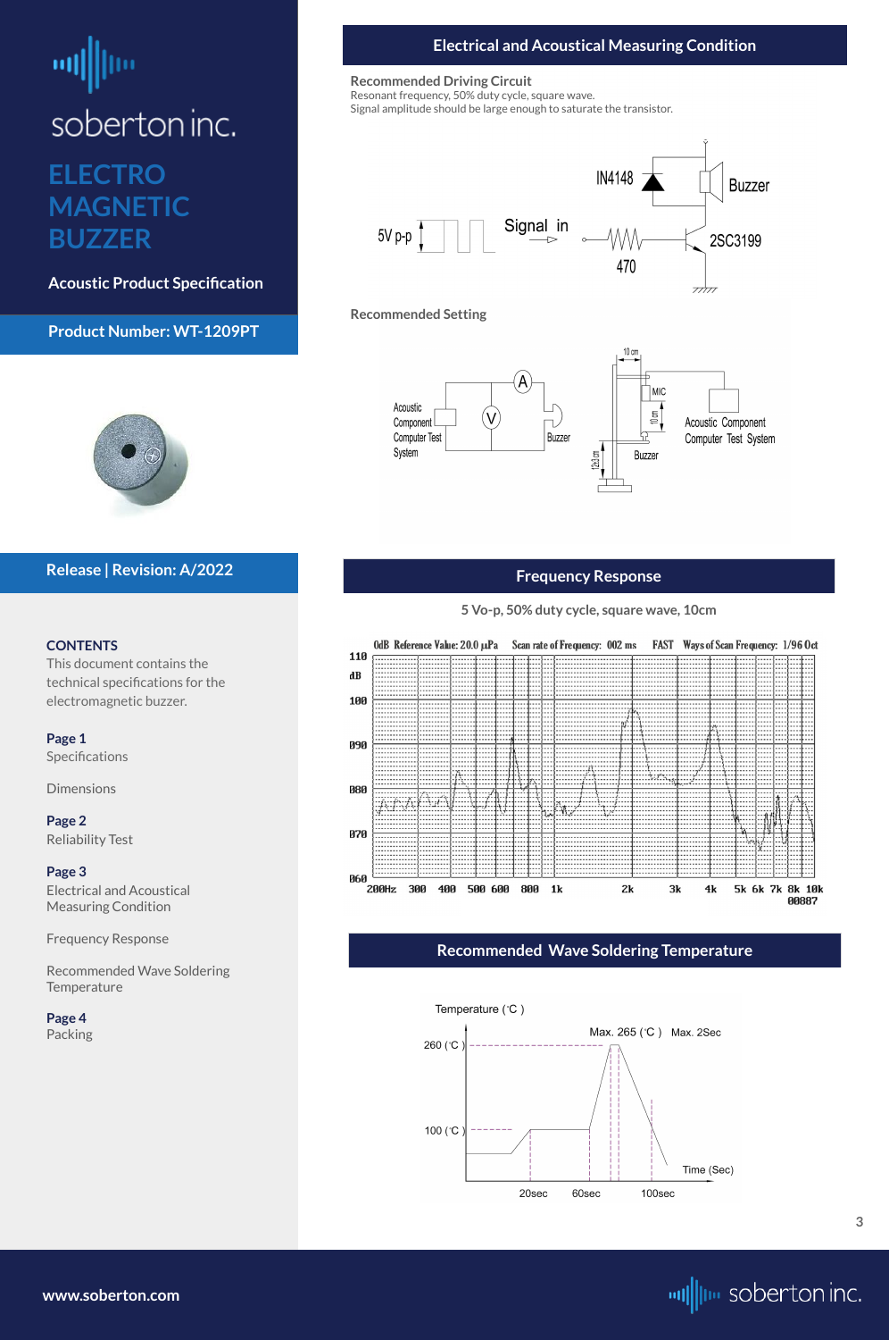soberton inc.

# ELECTRO MAGNETIC BUZZER

**Acoustic Product Specification**

**Product Number: WT-1209PT**

**Release | Revision: A/2022**

**CONTENTS**

This document contains the technical specifications for the electromagnetic buzzer.

**Page 1**
Specifications

Dimensions

**Page 2**
Reliability Test

**Page 3**
Electrical and Acoustical Measuring Condition

Frequency Response

Recommended Wave Soldering Temperature

**Page 4**
Packing

## Electrical and Acoustical Measuring Condition

**Recommended Driving Circuit**
Resonant frequency, 50% duty cycle, square wave.
Signal amplitude should be large enough to saturate the transistor.

5V p-p  Signal in  IN4148  Buzzer  470  2SC3199

**Recommended Setting**

Acoustic Component Computer Test System  A  V  Buzzer  10 cm  MIC  Acoustic Component Computer Test System  Buzzer

## Frequency Response

5 Vo-p, 50% duty cycle, square wave, 10cm

0dB Reference Value: 20.0 µPa  Scan rate of Frequency: 002 ms  FAST  Ways of Scan Frequency: 1/96 Oct

## Recommended Wave Soldering Temperature

Temperature (˚C)  Max. 265 (˚C)  Max. 2Sec  260 (˚C)  100 (˚C)  Time (Sec)  20sec  60sec  100sec

www.soberton.com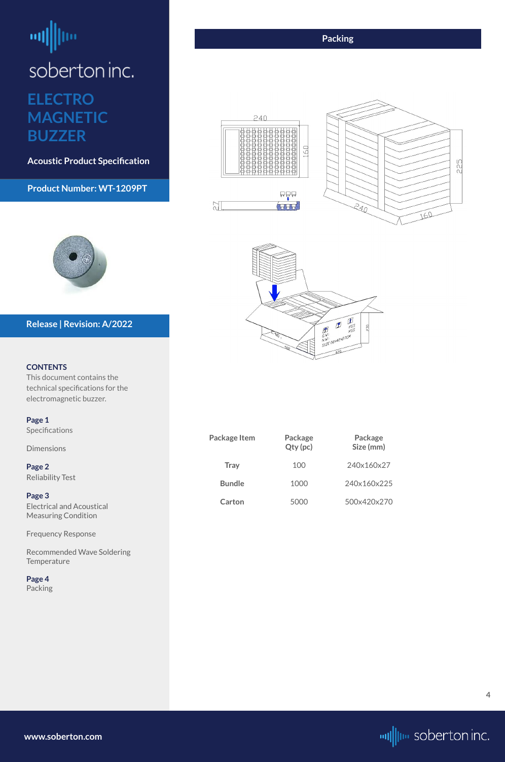# soberton inc.

## ELECTRO MAGNETIC BUZZER

**Acoustic Product Specification**

**Product Number: WT-1209PT**

**Release | Revision: A/2022**

**CONTENTS**

This document contains the technical specifications for the electromagnetic buzzer.

**Page 1**
Specifications

Dimensions

**Page 2**
Reliability Test

**Page 3**
Electrical and Acoustical Measuring Condition

Frequency Response

Recommended Wave Soldering Temperature

**Page 4**
Packing

## Packing

240

160

27

225

240

160

| Package Item | Package Qty (pc) | Package Size (mm) |
|---|---|---|
| Tray | 100 | 240x160x27 |
| Bundle | 1000 | 240x160x225 |
| Carton | 5000 | 500x420x270 |

www.soberton.com